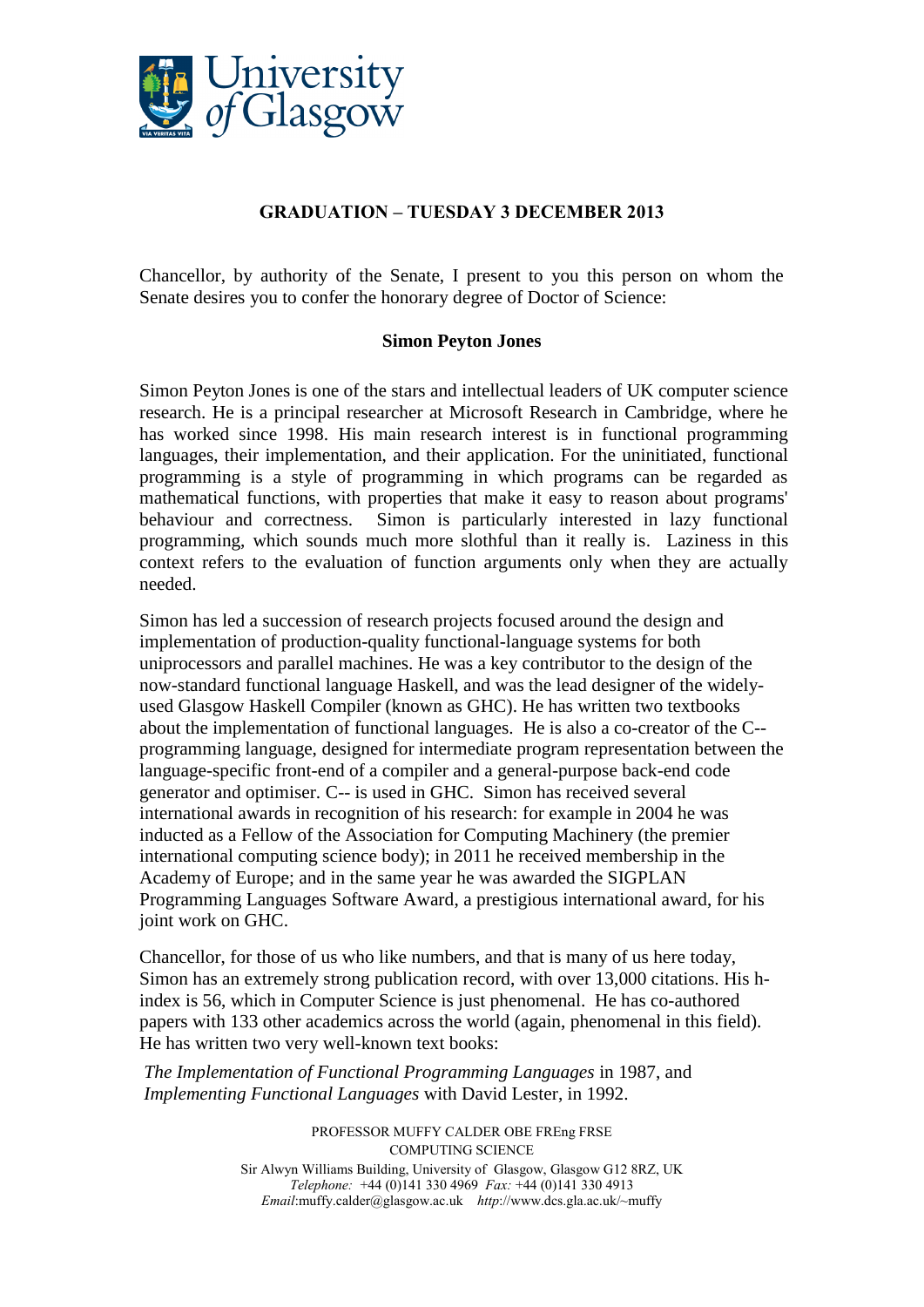University of Glasgow

**GRADUATION – TUESDAY 3 DECEMBER 2013**

Chancellor, by authority of the Senate, I present to you this person on whom the Senate desires you to confer the honorary degree of Doctor of Science:

**Simon Peyton Jones**

Simon Peyton Jones is one of the stars and intellectual leaders of UK computer science research. He is a principal researcher at Microsoft Research in Cambridge, where he has worked since 1998. His main research interest is in functional programming languages, their implementation, and their application. For the uninitiated, functional programming is a style of programming in which programs can be regarded as mathematical functions, with properties that make it easy to reason about programs' behaviour and correctness. Simon is particularly interested in lazy functional programming, which sounds much more slothful than it really is. Laziness in this context refers to the evaluation of function arguments only when they are actually needed.

Simon has led a succession of research projects focused around the design and implementation of production-quality functional-language systems for both uniprocessors and parallel machines. He was a key contributor to the design of the now-standard functional language Haskell, and was the lead designer of the widely-used Glasgow Haskell Compiler (known as GHC). He has written two textbooks about the implementation of functional languages. He is also a co-creator of the C-- programming language, designed for intermediate program representation between the language-specific front-end of a compiler and a general-purpose back-end code generator and optimiser. C-- is used in GHC. Simon has received several international awards in recognition of his research: for example in 2004 he was inducted as a Fellow of the Association for Computing Machinery (the premier international computing science body); in 2011 he received membership in the Academy of Europe; and in the same year he was awarded the SIGPLAN Programming Languages Software Award, a prestigious international award, for his joint work on GHC.

Chancellor, for those of us who like numbers, and that is many of us here today, Simon has an extremely strong publication record, with over 13,000 citations. His h-index is 56, which in Computer Science is just phenomenal. He has co-authored papers with 133 other academics across the world (again, phenomenal in this field). He has written two very well-known text books:

*The Implementation of Functional Programming Languages* in 1987, and
*Implementing Functional Languages* with David Lester, in 1992.

PROFESSOR MUFFY CALDER OBE FREng FRSE
COMPUTING SCIENCE
Sir Alwyn Williams Building, University of Glasgow, Glasgow G12 8RZ, UK
*Telephone:* +44 (0)141 330 4969 *Fax:* +44 (0)141 330 4913
*Email*:muffy.calder@glasgow.ac.uk *http*://www.dcs.gla.ac.uk/~muffy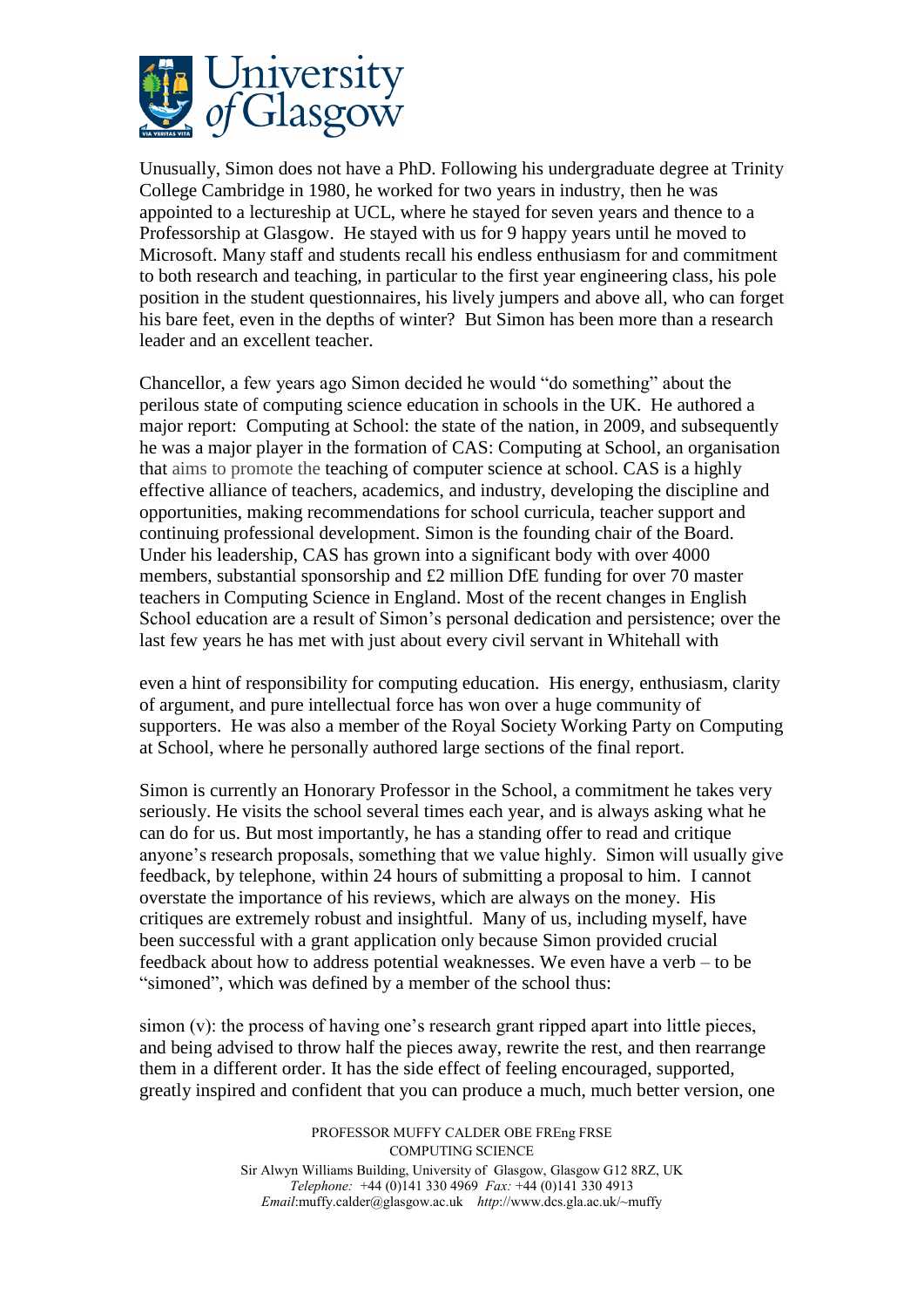Unusually, Simon does not have a PhD. Following his undergraduate degree at Trinity College Cambridge in 1980, he worked for two years in industry, then he was appointed to a lectureship at UCL, where he stayed for seven years and thence to a Professorship at Glasgow. He stayed with us for 9 happy years until he moved to Microsoft. Many staff and students recall his endless enthusiasm for and commitment to both research and teaching, in particular to the first year engineering class, his pole position in the student questionnaires, his lively jumpers and above all, who can forget his bare feet, even in the depths of winter? But Simon has been more than a research leader and an excellent teacher.

Chancellor, a few years ago Simon decided he would "do something" about the perilous state of computing science education in schools in the UK. He authored a major report: Computing at School: the state of the nation, in 2009, and subsequently he was a major player in the formation of CAS: Computing at School, an organisation that aims to promote the teaching of computer science at school. CAS is a highly effective alliance of teachers, academics, and industry, developing the discipline and opportunities, making recommendations for school curricula, teacher support and continuing professional development. Simon is the founding chair of the Board. Under his leadership, CAS has grown into a significant body with over 4000 members, substantial sponsorship and £2 million DfE funding for over 70 master teachers in Computing Science in England. Most of the recent changes in English School education are a result of Simon's personal dedication and persistence; over the last few years he has met with just about every civil servant in Whitehall with even a hint of responsibility for computing education. His energy, enthusiasm, clarity of argument, and pure intellectual force has won over a huge community of supporters. He was also a member of the Royal Society Working Party on Computing at School, where he personally authored large sections of the final report.

Simon is currently an Honorary Professor in the School, a commitment he takes very seriously. He visits the school several times each year, and is always asking what he can do for us. But most importantly, he has a standing offer to read and critique anyone's research proposals, something that we value highly. Simon will usually give feedback, by telephone, within 24 hours of submitting a proposal to him. I cannot overstate the importance of his reviews, which are always on the money. His critiques are extremely robust and insightful. Many of us, including myself, have been successful with a grant application only because Simon provided crucial feedback about how to address potential weaknesses. We even have a verb – to be "simoned", which was defined by a member of the school thus:

simon (v): the process of having one's research grant ripped apart into little pieces, and being advised to throw half the pieces away, rewrite the rest, and then rearrange them in a different order. It has the side effect of feeling encouraged, supported, greatly inspired and confident that you can produce a much, much better version, one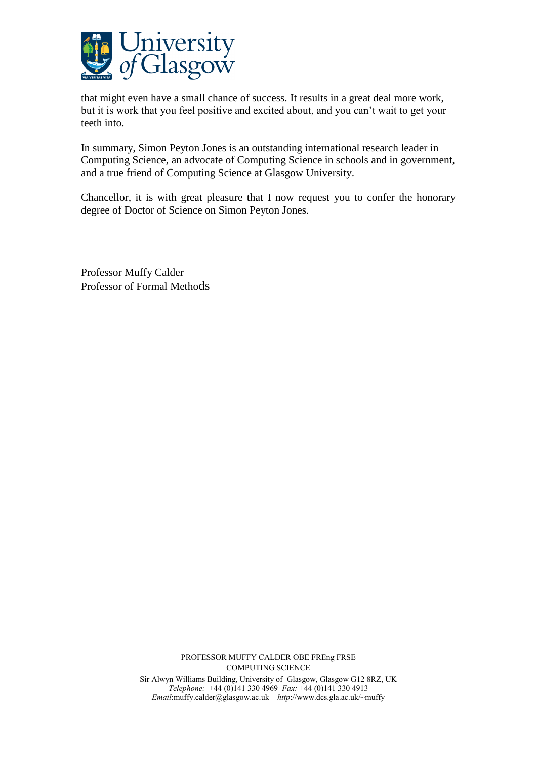that might even have a small chance of success. It results in a great deal more work, but it is work that you feel positive and excited about, and you can't wait to get your teeth into.

In summary, Simon Peyton Jones is an outstanding international research leader in Computing Science, an advocate of Computing Science in schools and in government, and a true friend of Computing Science at Glasgow University.

Chancellor, it is with great pleasure that I now request you to confer the honorary degree of Doctor of Science on Simon Peyton Jones.

Professor Muffy Calder
Professor of Formal Methods

PROFESSOR MUFFY CALDER OBE FREng FRSE
COMPUTING SCIENCE
Sir Alwyn Williams Building, University of Glasgow, Glasgow G12 8RZ, UK
*Telephone:* +44 (0)141 330 4969 *Fax:* +44 (0)141 330 4913
*Email*:muffy.calder@glasgow.ac.uk *http*://www.dcs.gla.ac.uk/~muffy